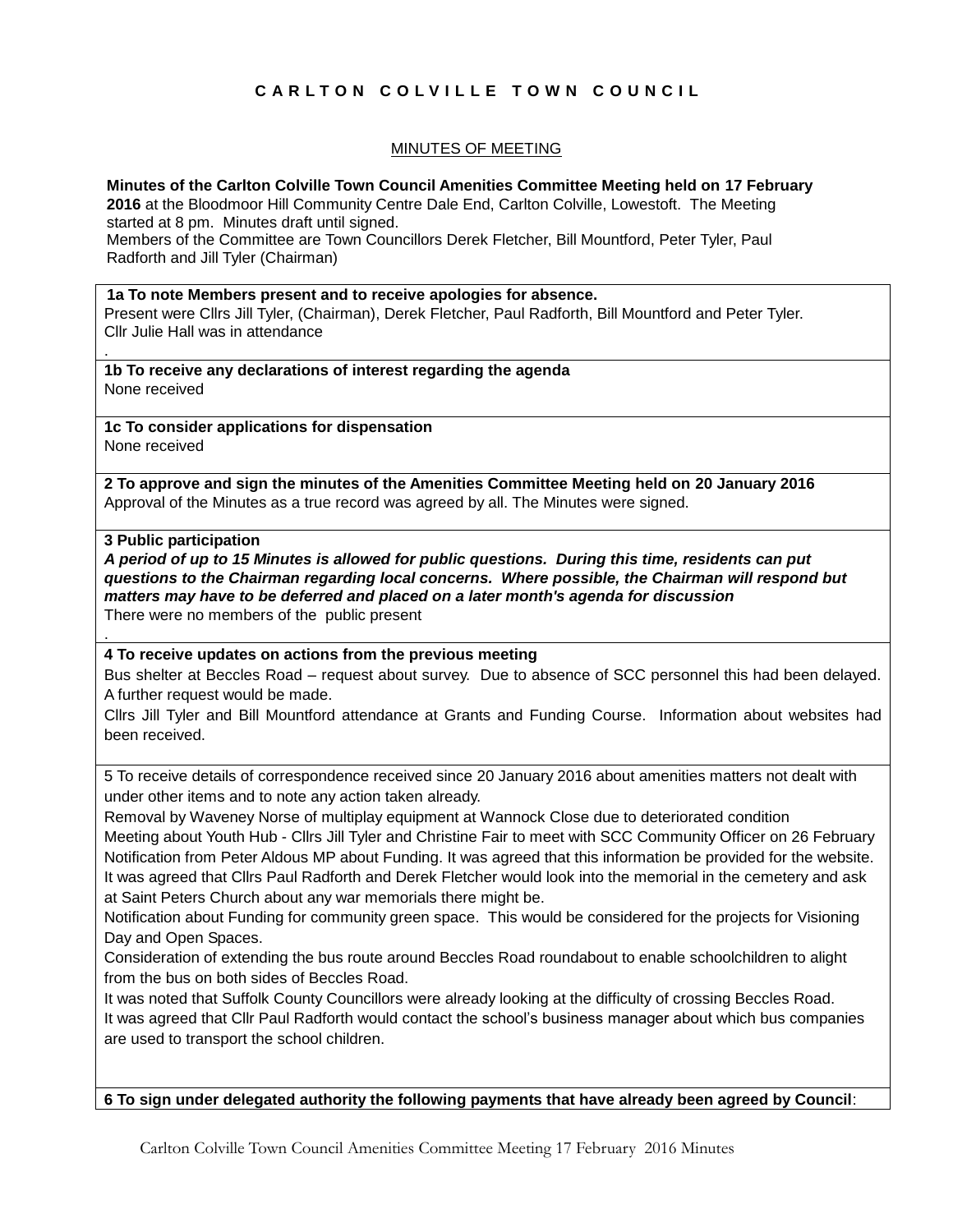# C A R L T O N   C O L V I L L E   T O W N   C O U N C I L

MINUTES OF MEETING

**Minutes of the Carlton Colville Town Council Amenities Committee Meeting held on 17 February 2016** at the Bloodmoor Hill Community Centre Dale End, Carlton Colville, Lowestoft. The Meeting started at 8 pm. Minutes draft until signed.
Members of the Committee are Town Councillors Derek Fletcher, Bill Mountford, Peter Tyler, Paul Radforth and Jill Tyler (Chairman)

**1a To note Members present and to receive apologies for absence.**
Present were Cllrs Jill Tyler, (Chairman), Derek Fletcher, Paul Radforth, Bill Mountford and Peter Tyler.
Cllr Julie Hall was in attendance

**1b To receive any declarations of interest regarding the agenda**
None received

**1c To consider applications for dispensation**
None received

**2 To approve and sign the minutes of the Amenities Committee Meeting held on 20 January 2016**
Approval of the Minutes as a true record was agreed by all. The Minutes were signed.

**3 Public participation**
***A period of up to 15 Minutes is allowed for public questions. During this time, residents can put questions to the Chairman regarding local concerns. Where possible, the Chairman will respond but matters may have to be deferred and placed on a later month's agenda for discussion***
There were no members of the public present

**4 To receive updates on actions from the previous meeting**
Bus shelter at Beccles Road – request about survey. Due to absence of SCC personnel this had been delayed. A further request would be made.
Cllrs Jill Tyler and Bill Mountford attendance at Grants and Funding Course. Information about websites had been received.

5 To receive details of correspondence received since 20 January 2016 about amenities matters not dealt with under other items and to note any action taken already.
Removal by Waveney Norse of multiplay equipment at Wannock Close due to deteriorated condition
Meeting about Youth Hub - Cllrs Jill Tyler and Christine Fair to meet with SCC Community Officer on 26 February
Notification from Peter Aldous MP about Funding. It was agreed that this information be provided for the website.
It was agreed that Cllrs Paul Radforth and Derek Fletcher would look into the memorial in the cemetery and ask at Saint Peters Church about any war memorials there might be.
Notification about Funding for community green space. This would be considered for the projects for Visioning Day and Open Spaces.
Consideration of extending the bus route around Beccles Road roundabout to enable schoolchildren to alight from the bus on both sides of Beccles Road.
It was noted that Suffolk County Councillors were already looking at the difficulty of crossing Beccles Road.
It was agreed that Cllr Paul Radforth would contact the school's business manager about which bus companies are used to transport the school children.

**6 To sign under delegated authority the following payments that have already been agreed by Council**: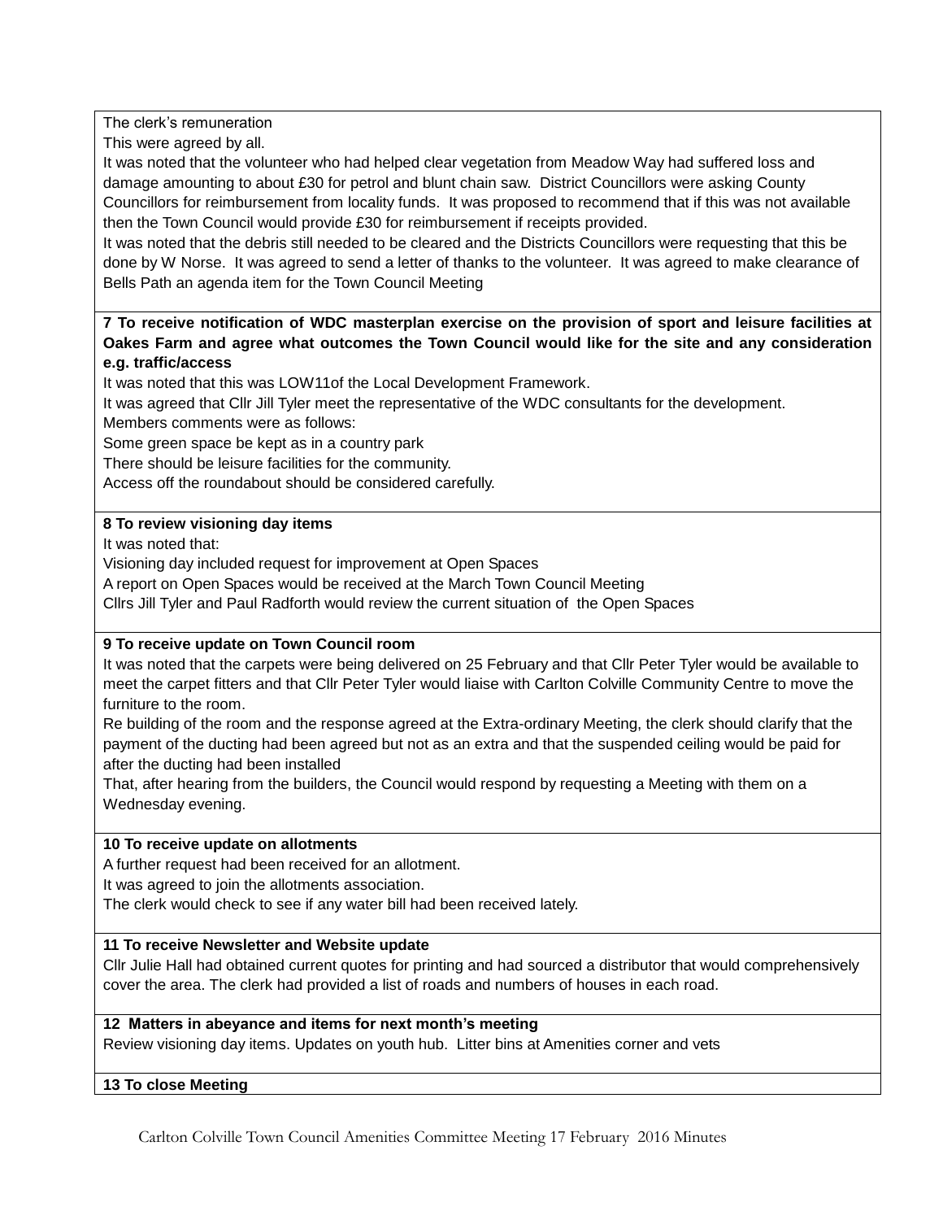The clerk's remuneration

This were agreed by all.

It was noted that the volunteer who had helped clear vegetation from Meadow Way had suffered loss and damage amounting to about £30 for petrol and blunt chain saw. District Councillors were asking County Councillors for reimbursement from locality funds. It was proposed to recommend that if this was not available then the Town Council would provide £30 for reimbursement if receipts provided.

It was noted that the debris still needed to be cleared and the Districts Councillors were requesting that this be done by W Norse. It was agreed to send a letter of thanks to the volunteer. It was agreed to make clearance of Bells Path an agenda item for the Town Council Meeting

**7 To receive notification of WDC masterplan exercise on the provision of sport and leisure facilities at Oakes Farm and agree what outcomes the Town Council would like for the site and any consideration e.g. traffic/access**

It was noted that this was LOW11of the Local Development Framework.

It was agreed that Cllr Jill Tyler meet the representative of the WDC consultants for the development.

Members comments were as follows:

Some green space be kept as in a country park

There should be leisure facilities for the community.

Access off the roundabout should be considered carefully.

**8 To review visioning day items**

It was noted that:

Visioning day included request for improvement at Open Spaces

A report on Open Spaces would be received at the March Town Council Meeting

Cllrs Jill Tyler and Paul Radforth would review the current situation of the Open Spaces

**9 To receive update on Town Council room**

It was noted that the carpets were being delivered on 25 February and that Cllr Peter Tyler would be available to meet the carpet fitters and that Cllr Peter Tyler would liaise with Carlton Colville Community Centre to move the furniture to the room.

Re building of the room and the response agreed at the Extra-ordinary Meeting, the clerk should clarify that the payment of the ducting had been agreed but not as an extra and that the suspended ceiling would be paid for after the ducting had been installed

That, after hearing from the builders, the Council would respond by requesting a Meeting with them on a Wednesday evening.

**10 To receive update on allotments**

A further request had been received for an allotment.

It was agreed to join the allotments association.

The clerk would check to see if any water bill had been received lately.

**11 To receive Newsletter and Website update**

Cllr Julie Hall had obtained current quotes for printing and had sourced a distributor that would comprehensively cover the area. The clerk had provided a list of roads and numbers of houses in each road.

**12 Matters in abeyance and items for next month's meeting**

Review visioning day items. Updates on youth hub. Litter bins at Amenities corner and vets

**13 To close Meeting**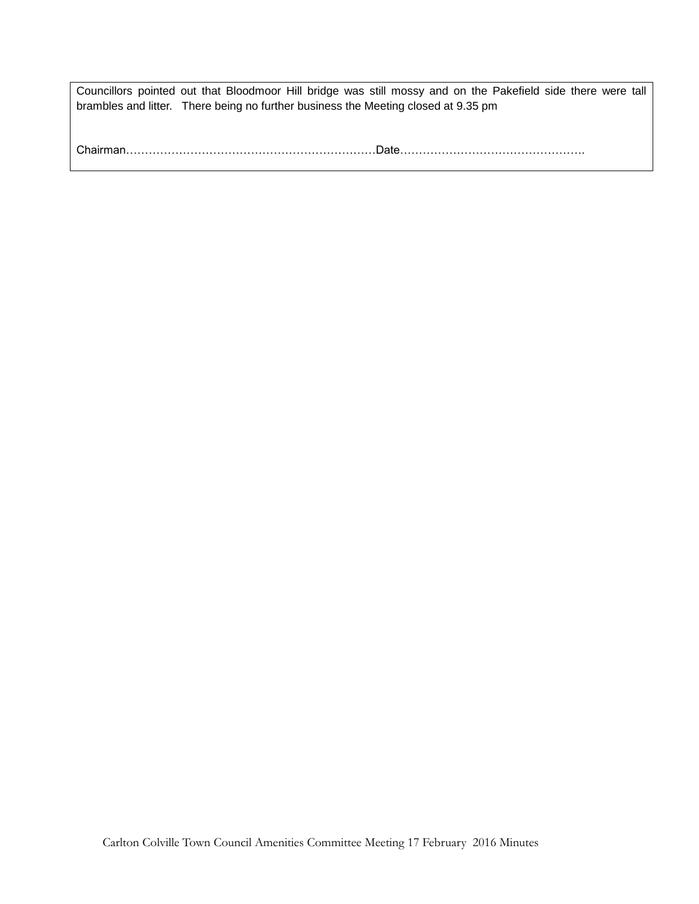Councillors pointed out that Bloodmoor Hill bridge was still mossy and on the Pakefield side there were tall brambles and litter. There being no further business the Meeting closed at 9.35 pm

Chairman…………………………………………………………Date………………………………………….